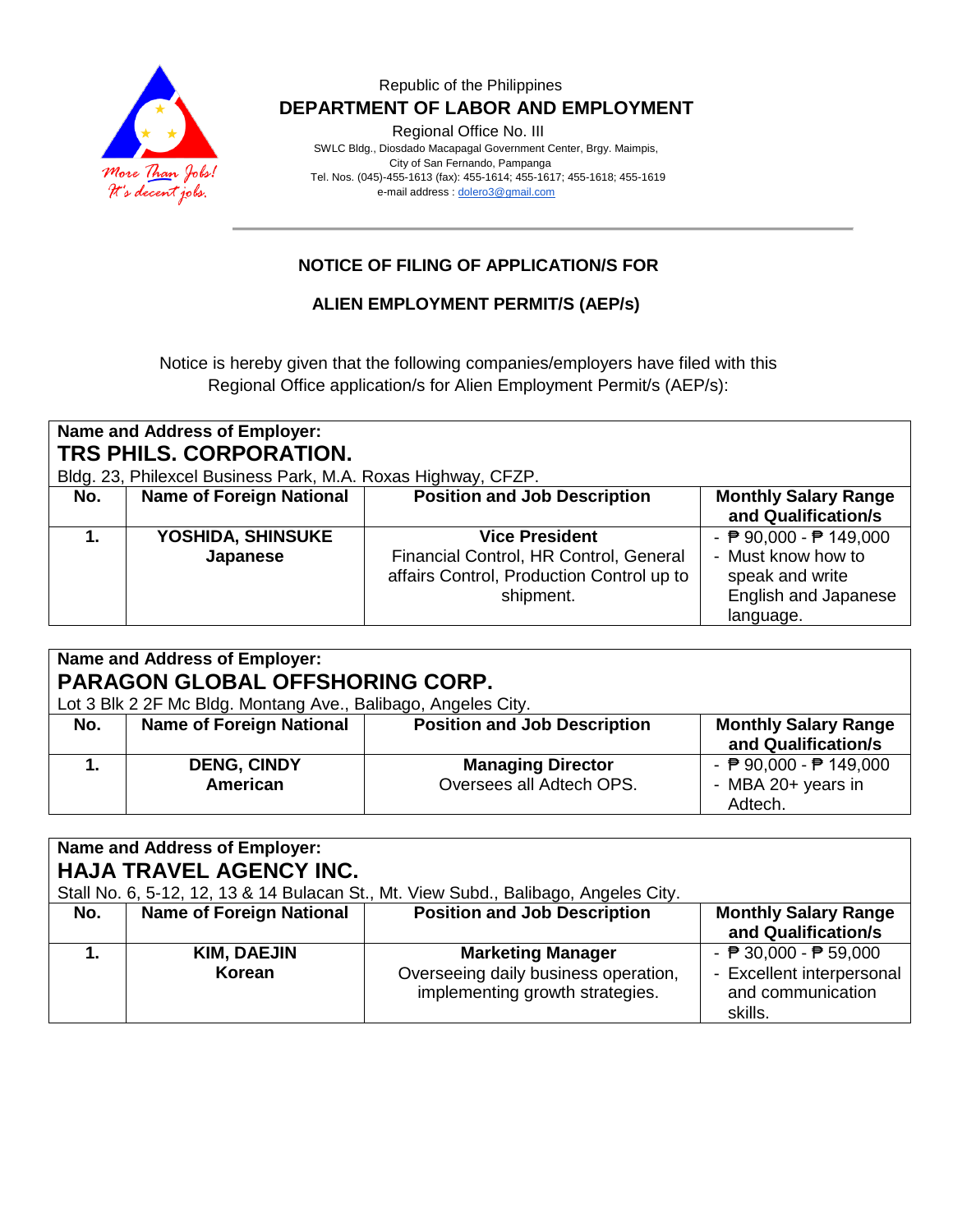Republic of the Philippines

**DEPARTMENT OF LABOR AND EMPLOYMENT**

Regional Office No. III

SWLC Bldg., Diosdado Macapagal Government Center, Brgy. Maimpis,
City of San Fernando, Pampanga
Tel. Nos. (045)-455-1613 (fax): 455-1614; 455-1617; 455-1618; 455-1619
e-mail address : dolero3@gmail.com

## NOTICE OF FILING OF APPLICATION/S FOR

## ALIEN EMPLOYMENT PERMIT/S (AEP/s)

Notice is hereby given that the following companies/employers have filed with this Regional Office application/s for Alien Employment Permit/s (AEP/s):

**Name and Address of Employer:**
**TRS PHILS. CORPORATION.**
Bldg. 23, Philexcel Business Park, M.A. Roxas Highway, CFZP.

| No. | Name of Foreign National | Position and Job Description | Monthly Salary Range and Qualification/s |
|---|---|---|---|
| **1.** | **YOSHIDA, SHINSUKE**<br>**Japanese** | **Vice President**<br>Financial Control, HR Control, General affairs Control, Production Control up to shipment. | - ₱ 90,000 - ₱ 149,000<br>- Must know how to speak and write English and Japanese language. |

**Name and Address of Employer:**
**PARAGON GLOBAL OFFSHORING CORP.**
Lot 3 Blk 2 2F Mc Bldg. Montang Ave., Balibago, Angeles City.

| No. | Name of Foreign National | Position and Job Description | Monthly Salary Range and Qualification/s |
|---|---|---|---|
| **1.** | **DENG, CINDY**<br>**American** | **Managing Director**<br>Oversees all Adtech OPS. | - ₱ 90,000 - ₱ 149,000<br>- MBA 20+ years in Adtech. |

**Name and Address of Employer:**
**HAJA TRAVEL AGENCY INC.**
Stall No. 6, 5-12, 12, 13 & 14 Bulacan St., Mt. View Subd., Balibago, Angeles City.

| No. | Name of Foreign National | Position and Job Description | Monthly Salary Range and Qualification/s |
|---|---|---|---|
| **1.** | **KIM, DAEJIN**<br>**Korean** | **Marketing Manager**<br>Overseeing daily business operation, implementing growth strategies. | - ₱ 30,000 - ₱ 59,000<br>- Excellent interpersonal and communication skills. |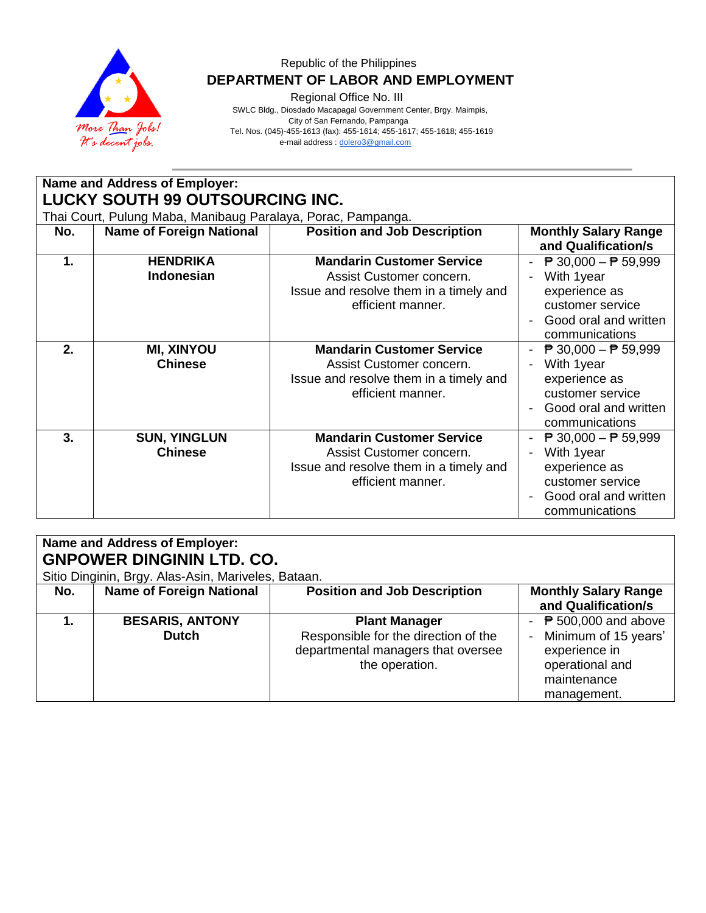Republic of the Philippines

**DEPARTMENT OF LABOR AND EMPLOYMENT**

Regional Office No. III

SWLC Bldg., Diosdado Macapagal Government Center, Brgy. Maimpis,
City of San Fernando, Pampanga
Tel. Nos. (045)-455-1613 (fax): 455-1614; 455-1617; 455-1618; 455-1619
e-mail address : dolero3@gmail.com

**Name and Address of Employer:**

**LUCKY SOUTH 99 OUTSOURCING INC.**

Thai Court, Pulung Maba, Manibaug Paralaya, Porac, Pampanga.

| No. | Name of Foreign National | Position and Job Description | Monthly Salary Range and Qualification/s |
|---|---|---|---|
| **1.** | **HENDRIKA**<br>**Indonesian** | **Mandarin Customer Service**<br>Assist Customer concern.<br>Issue and resolve them in a timely and efficient manner. | - ₱ 30,000 – ₱ 59,999<br>- With 1year experience as customer service<br>- Good oral and written communications |
| **2.** | **MI, XINYOU**<br>**Chinese** | **Mandarin Customer Service**<br>Assist Customer concern.<br>Issue and resolve them in a timely and efficient manner. | - ₱ 30,000 – ₱ 59,999<br>- With 1year experience as customer service<br>- Good oral and written communications |
| **3.** | **SUN, YINGLUN**<br>**Chinese** | **Mandarin Customer Service**<br>Assist Customer concern.<br>Issue and resolve them in a timely and efficient manner. | - ₱ 30,000 – ₱ 59,999<br>- With 1year experience as customer service<br>- Good oral and written communications |

**Name and Address of Employer:**

**GNPOWER DINGININ LTD. CO.**

Sitio Dinginin, Brgy. Alas-Asin, Mariveles, Bataan.

| No. | Name of Foreign National | Position and Job Description | Monthly Salary Range and Qualification/s |
|---|---|---|---|
| **1.** | **BESARIS, ANTONY**<br>**Dutch** | **Plant Manager**<br>Responsible for the direction of the departmental managers that oversee the operation. | - ₱ 500,000 and above<br>- Minimum of 15 years' experience in operational and maintenance management. |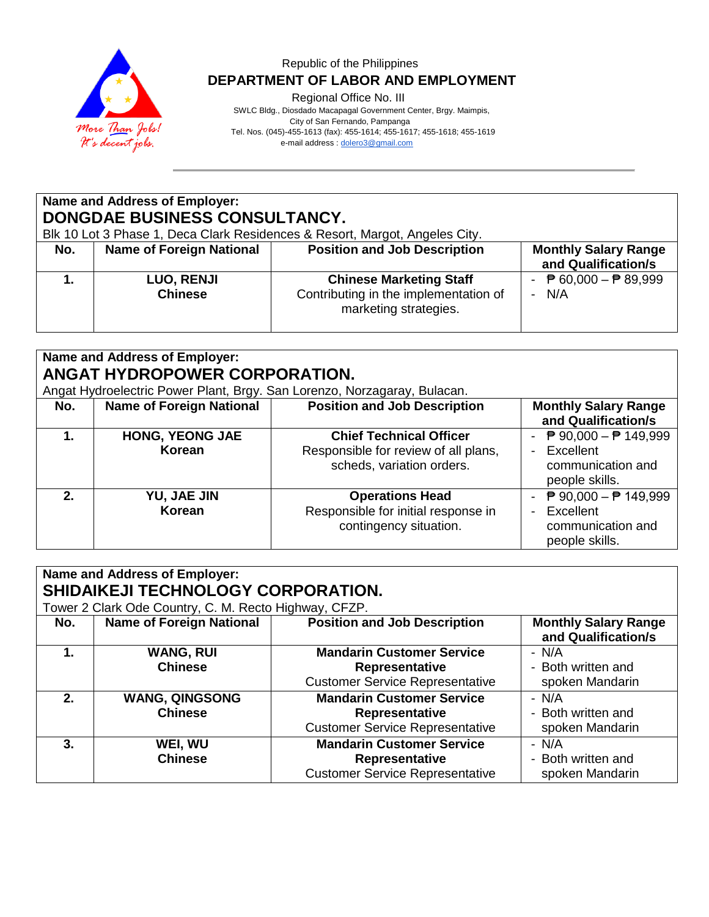Republic of the Philippines
**DEPARTMENT OF LABOR AND EMPLOYMENT**
Regional Office No. III
SWLC Bldg., Diosdado Macapagal Government Center, Brgy. Maimpis, City of San Fernando, Pampanga
Tel. Nos. (045)-455-1613 (fax): 455-1614; 455-1617; 455-1618; 455-1619
e-mail address : dolero3@gmail.com

---

**Name and Address of Employer:**
**DONGDAE BUSINESS CONSULTANCY.**
Blk 10 Lot 3 Phase 1, Deca Clark Residences & Resort, Margot, Angeles City.

| No. | Name of Foreign National | Position and Job Description | Monthly Salary Range and Qualification/s |
|---|---|---|---|
| **1.** | **LUO, RENJI**<br>**Chinese** | **Chinese Marketing Staff**<br>Contributing in the implementation of marketing strategies. | - ₱ 60,000 – ₱ 89,999<br>- N/A |

**Name and Address of Employer:**
**ANGAT HYDROPOWER CORPORATION.**
Angat Hydroelectric Power Plant, Brgy. San Lorenzo, Norzagaray, Bulacan.

| No. | Name of Foreign National | Position and Job Description | Monthly Salary Range and Qualification/s |
|---|---|---|---|
| **1.** | **HONG, YEONG JAE**<br>**Korean** | **Chief Technical Officer**<br>Responsible for review of all plans, scheds, variation orders. | - ₱ 90,000 – ₱ 149,999<br>- Excellent communication and people skills. |
| **2.** | **YU, JAE JIN**<br>**Korean** | **Operations Head**<br>Responsible for initial response in contingency situation. | - ₱ 90,000 – ₱ 149,999<br>- Excellent communication and people skills. |

**Name and Address of Employer:**
**SHIDAIKEJI TECHNOLOGY CORPORATION.**
Tower 2 Clark Ode Country, C. M. Recto Highway, CFZP.

| No. | Name of Foreign National | Position and Job Description | Monthly Salary Range and Qualification/s |
|---|---|---|---|
| **1.** | **WANG, RUI**<br>**Chinese** | **Mandarin Customer Service Representative**<br>Customer Service Representative | - N/A<br>- Both written and spoken Mandarin |
| **2.** | **WANG, QINGSONG**<br>**Chinese** | **Mandarin Customer Service Representative**<br>Customer Service Representative | - N/A<br>- Both written and spoken Mandarin |
| **3.** | **WEI, WU**<br>**Chinese** | **Mandarin Customer Service Representative**<br>Customer Service Representative | - N/A<br>- Both written and spoken Mandarin |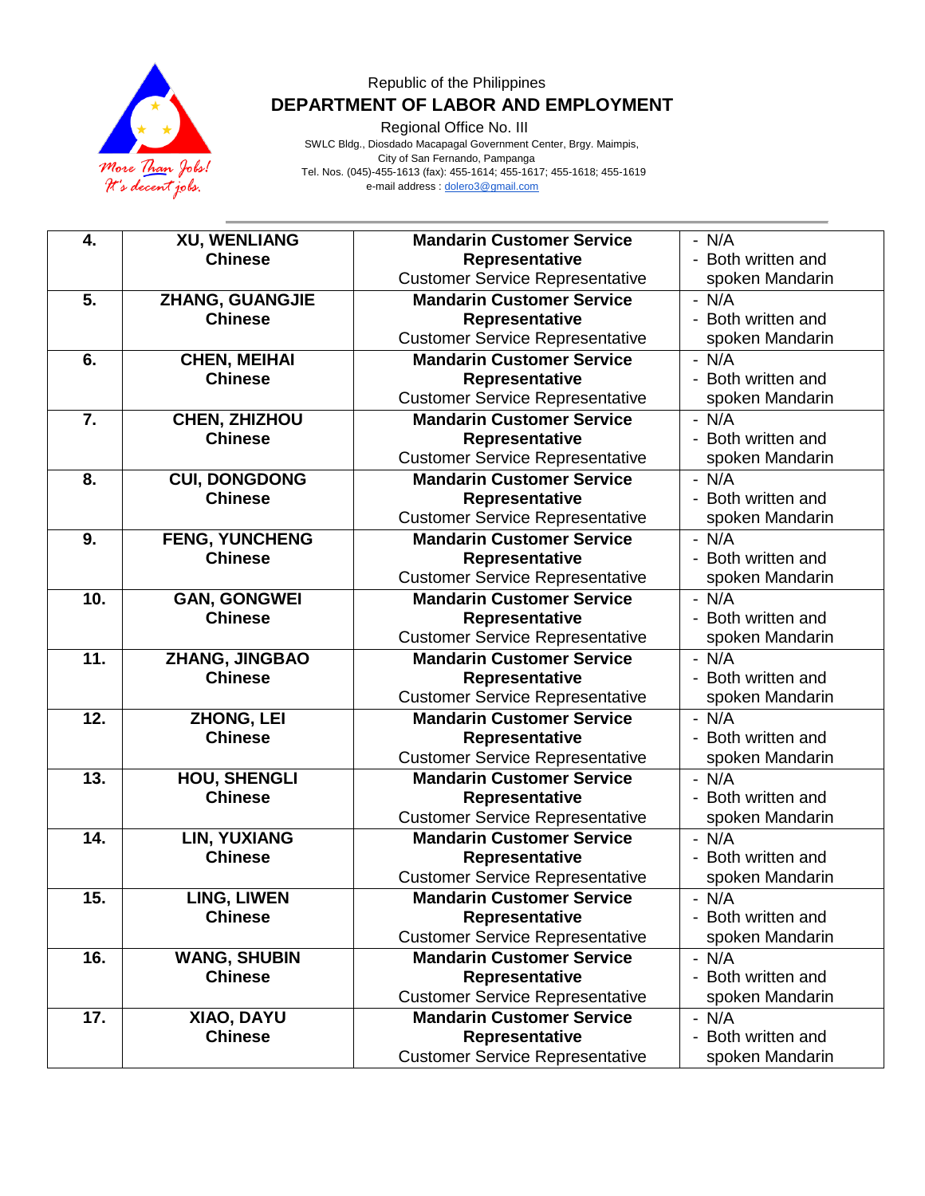Republic of the Philippines

**DEPARTMENT OF LABOR AND EMPLOYMENT**

Regional Office No. III

SWLC Bldg., Diosdado Macapagal Government Center, Brgy. Maimpis,
City of San Fernando, Pampanga
Tel. Nos. (045)-455-1613 (fax): 455-1614; 455-1617; 455-1618; 455-1619
e-mail address : dolero3@gmail.com

| | | | |
|---|---|---|---|
| **4.** | **XU, WENLIANG** **Chinese** | **Mandarin Customer Service Representative** Customer Service Representative | - N/A - Both written and spoken Mandarin |
| **5.** | **ZHANG, GUANGJIE** **Chinese** | **Mandarin Customer Service Representative** Customer Service Representative | - N/A - Both written and spoken Mandarin |
| **6.** | **CHEN, MEIHAI** **Chinese** | **Mandarin Customer Service Representative** Customer Service Representative | - N/A - Both written and spoken Mandarin |
| **7.** | **CHEN, ZHIZHOU** **Chinese** | **Mandarin Customer Service Representative** Customer Service Representative | - N/A - Both written and spoken Mandarin |
| **8.** | **CUI, DONGDONG** **Chinese** | **Mandarin Customer Service Representative** Customer Service Representative | - N/A - Both written and spoken Mandarin |
| **9.** | **FENG, YUNCHENG** **Chinese** | **Mandarin Customer Service Representative** Customer Service Representative | - N/A - Both written and spoken Mandarin |
| **10.** | **GAN, GONGWEI** **Chinese** | **Mandarin Customer Service Representative** Customer Service Representative | - N/A - Both written and spoken Mandarin |
| **11.** | **ZHANG, JINGBAO** **Chinese** | **Mandarin Customer Service Representative** Customer Service Representative | - N/A - Both written and spoken Mandarin |
| **12.** | **ZHONG, LEI** **Chinese** | **Mandarin Customer Service Representative** Customer Service Representative | - N/A - Both written and spoken Mandarin |
| **13.** | **HOU, SHENGLI** **Chinese** | **Mandarin Customer Service Representative** Customer Service Representative | - N/A - Both written and spoken Mandarin |
| **14.** | **LIN, YUXIANG** **Chinese** | **Mandarin Customer Service Representative** Customer Service Representative | - N/A - Both written and spoken Mandarin |
| **15.** | **LING, LIWEN** **Chinese** | **Mandarin Customer Service Representative** Customer Service Representative | - N/A - Both written and spoken Mandarin |
| **16.** | **WANG, SHUBIN** **Chinese** | **Mandarin Customer Service Representative** Customer Service Representative | - N/A - Both written and spoken Mandarin |
| **17.** | **XIAO, DAYU** **Chinese** | **Mandarin Customer Service Representative** Customer Service Representative | - N/A - Both written and spoken Mandarin |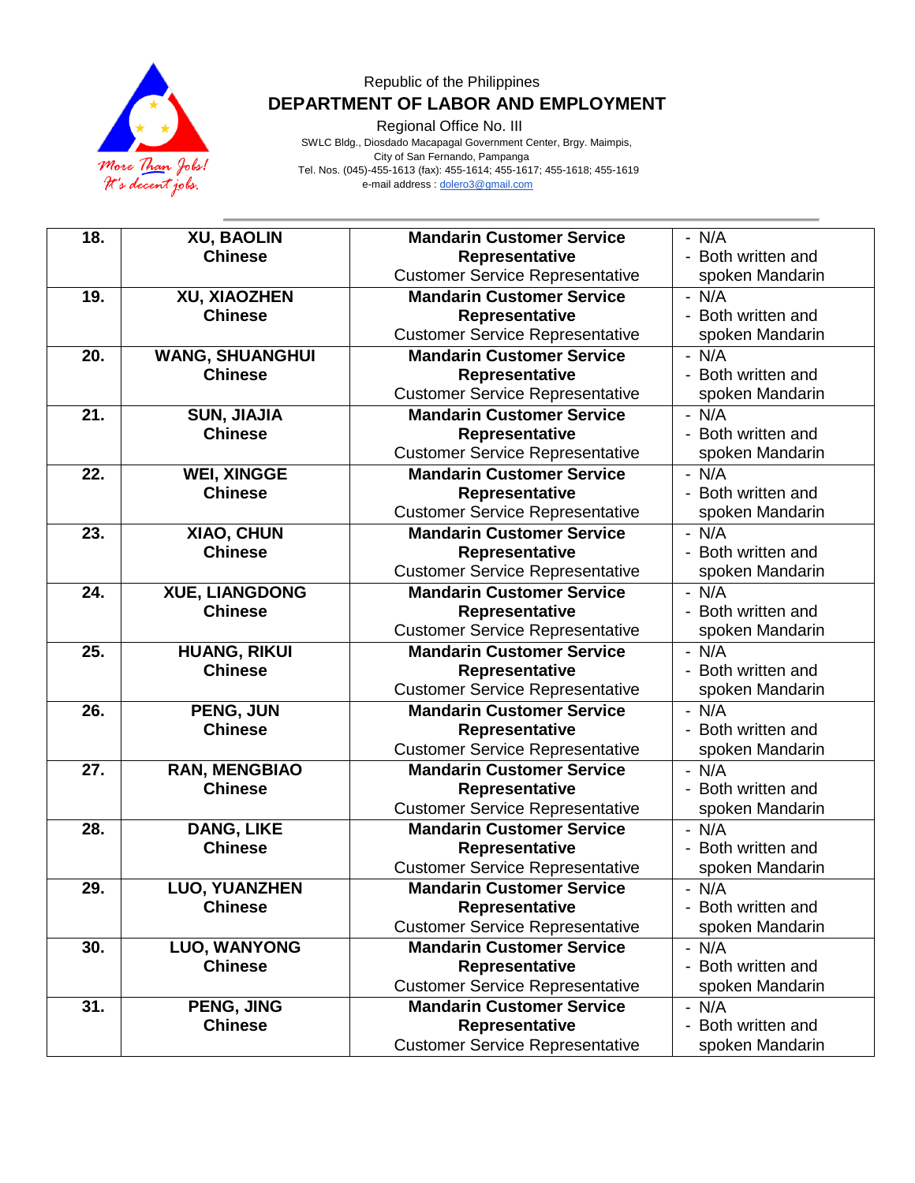Republic of the Philippines
**DEPARTMENT OF LABOR AND EMPLOYMENT**
Regional Office No. III
SWLC Bldg., Diosdado Macapagal Government Center, Brgy. Maimpis,
City of San Fernando, Pampanga
Tel. Nos. (045)-455-1613 (fax): 455-1614; 455-1617; 455-1618; 455-1619
e-mail address : dolero3@gmail.com

| | | | |
|---|---|---|---|
| **18.** | **XU, BAOLIN**<br>**Chinese** | **Mandarin Customer Service Representative**<br>Customer Service Representative | - N/A<br>- Both written and spoken Mandarin |
| **19.** | **XU, XIAOZHEN**<br>**Chinese** | **Mandarin Customer Service Representative**<br>Customer Service Representative | - N/A<br>- Both written and spoken Mandarin |
| **20.** | **WANG, SHUANGHUI**<br>**Chinese** | **Mandarin Customer Service Representative**<br>Customer Service Representative | - N/A<br>- Both written and spoken Mandarin |
| **21.** | **SUN, JIAJIA**<br>**Chinese** | **Mandarin Customer Service Representative**<br>Customer Service Representative | - N/A<br>- Both written and spoken Mandarin |
| **22.** | **WEI, XINGGE**<br>**Chinese** | **Mandarin Customer Service Representative**<br>Customer Service Representative | - N/A<br>- Both written and spoken Mandarin |
| **23.** | **XIAO, CHUN**<br>**Chinese** | **Mandarin Customer Service Representative**<br>Customer Service Representative | - N/A<br>- Both written and spoken Mandarin |
| **24.** | **XUE, LIANGDONG**<br>**Chinese** | **Mandarin Customer Service Representative**<br>Customer Service Representative | - N/A<br>- Both written and spoken Mandarin |
| **25.** | **HUANG, RIKUI**<br>**Chinese** | **Mandarin Customer Service Representative**<br>Customer Service Representative | - N/A<br>- Both written and spoken Mandarin |
| **26.** | **PENG, JUN**<br>**Chinese** | **Mandarin Customer Service Representative**<br>Customer Service Representative | - N/A<br>- Both written and spoken Mandarin |
| **27.** | **RAN, MENGBIAO**<br>**Chinese** | **Mandarin Customer Service Representative**<br>Customer Service Representative | - N/A<br>- Both written and spoken Mandarin |
| **28.** | **DANG, LIKE**<br>**Chinese** | **Mandarin Customer Service Representative**<br>Customer Service Representative | - N/A<br>- Both written and spoken Mandarin |
| **29.** | **LUO, YUANZHEN**<br>**Chinese** | **Mandarin Customer Service Representative**<br>Customer Service Representative | - N/A<br>- Both written and spoken Mandarin |
| **30.** | **LUO, WANYONG**<br>**Chinese** | **Mandarin Customer Service Representative**<br>Customer Service Representative | - N/A<br>- Both written and spoken Mandarin |
| **31.** | **PENG, JING**<br>**Chinese** | **Mandarin Customer Service Representative**<br>Customer Service Representative | - N/A<br>- Both written and spoken Mandarin |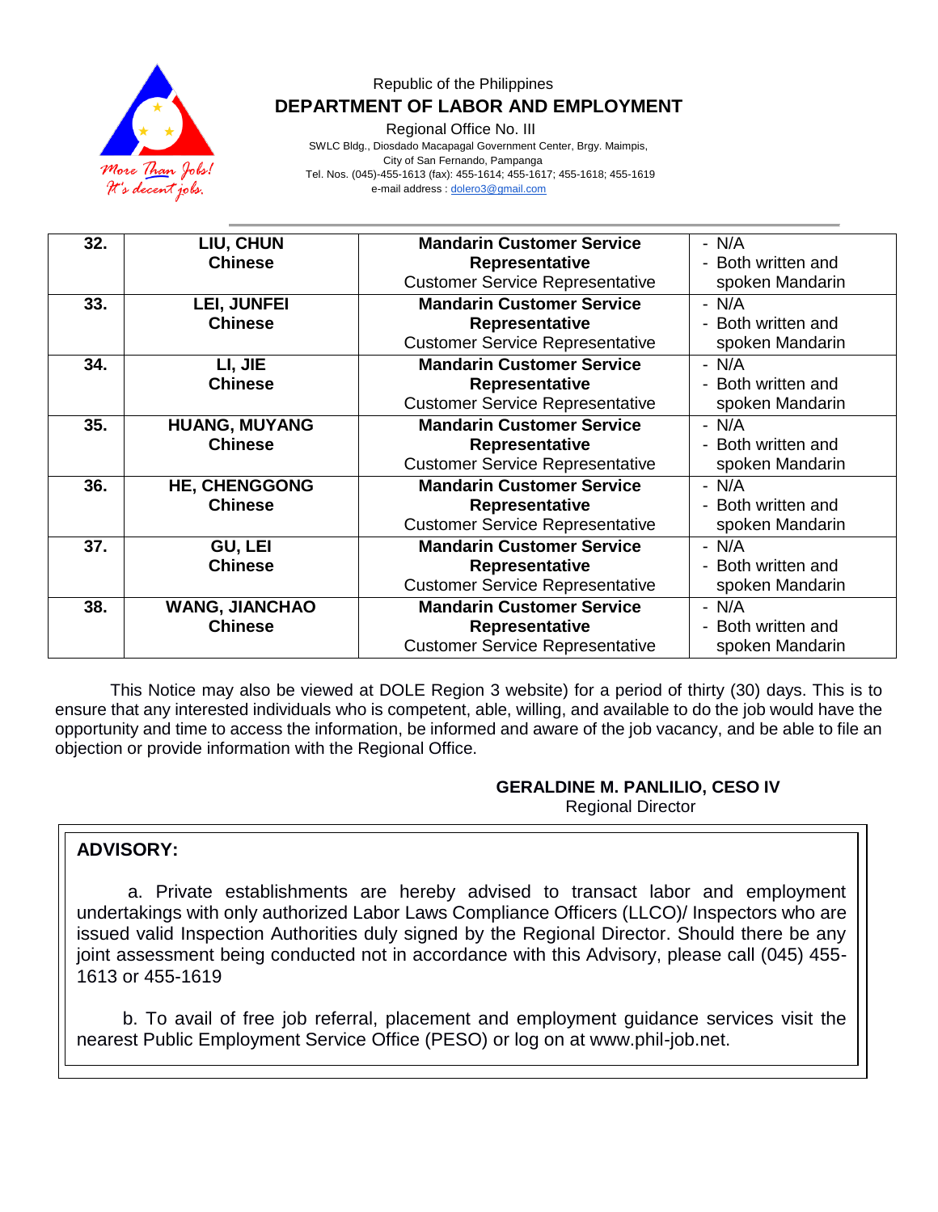Republic of the Philippines
**DEPARTMENT OF LABOR AND EMPLOYMENT**
Regional Office No. III
SWLC Bldg., Diosdado Macapagal Government Center, Brgy. Maimpis, City of San Fernando, Pampanga
Tel. Nos. (045)-455-1613 (fax): 455-1614; 455-1617; 455-1618; 455-1619
e-mail address : dolero3@gmail.com

| | | | |
|---|---|---|---|
| **32.** | **LIU, CHUN** **Chinese** | **Mandarin Customer Service Representative** Customer Service Representative | - N/A - Both written and spoken Mandarin |
| **33.** | **LEI, JUNFEI** **Chinese** | **Mandarin Customer Service Representative** Customer Service Representative | - N/A - Both written and spoken Mandarin |
| **34.** | **LI, JIE** **Chinese** | **Mandarin Customer Service Representative** Customer Service Representative | - N/A - Both written and spoken Mandarin |
| **35.** | **HUANG, MUYANG** **Chinese** | **Mandarin Customer Service Representative** Customer Service Representative | - N/A - Both written and spoken Mandarin |
| **36.** | **HE, CHENGGONG** **Chinese** | **Mandarin Customer Service Representative** Customer Service Representative | - N/A - Both written and spoken Mandarin |
| **37.** | **GU, LEI** **Chinese** | **Mandarin Customer Service Representative** Customer Service Representative | - N/A - Both written and spoken Mandarin |
| **38.** | **WANG, JIANCHAO** **Chinese** | **Mandarin Customer Service Representative** Customer Service Representative | - N/A - Both written and spoken Mandarin |

This Notice may also be viewed at DOLE Region 3 website) for a period of thirty (30) days. This is to ensure that any interested individuals who is competent, able, willing, and available to do the job would have the opportunity and time to access the information, be informed and aware of the job vacancy, and be able to file an objection or provide information with the Regional Office.

**GERALDINE M. PANLILIO, CESO IV**
Regional Director

**ADVISORY:**

a. Private establishments are hereby advised to transact labor and employment undertakings with only authorized Labor Laws Compliance Officers (LLCO)/ Inspectors who are issued valid Inspection Authorities duly signed by the Regional Director. Should there be any joint assessment being conducted not in accordance with this Advisory, please call (045) 455-1613 or 455-1619

b. To avail of free job referral, placement and employment guidance services visit the nearest Public Employment Service Office (PESO) or log on at www.phil-job.net.